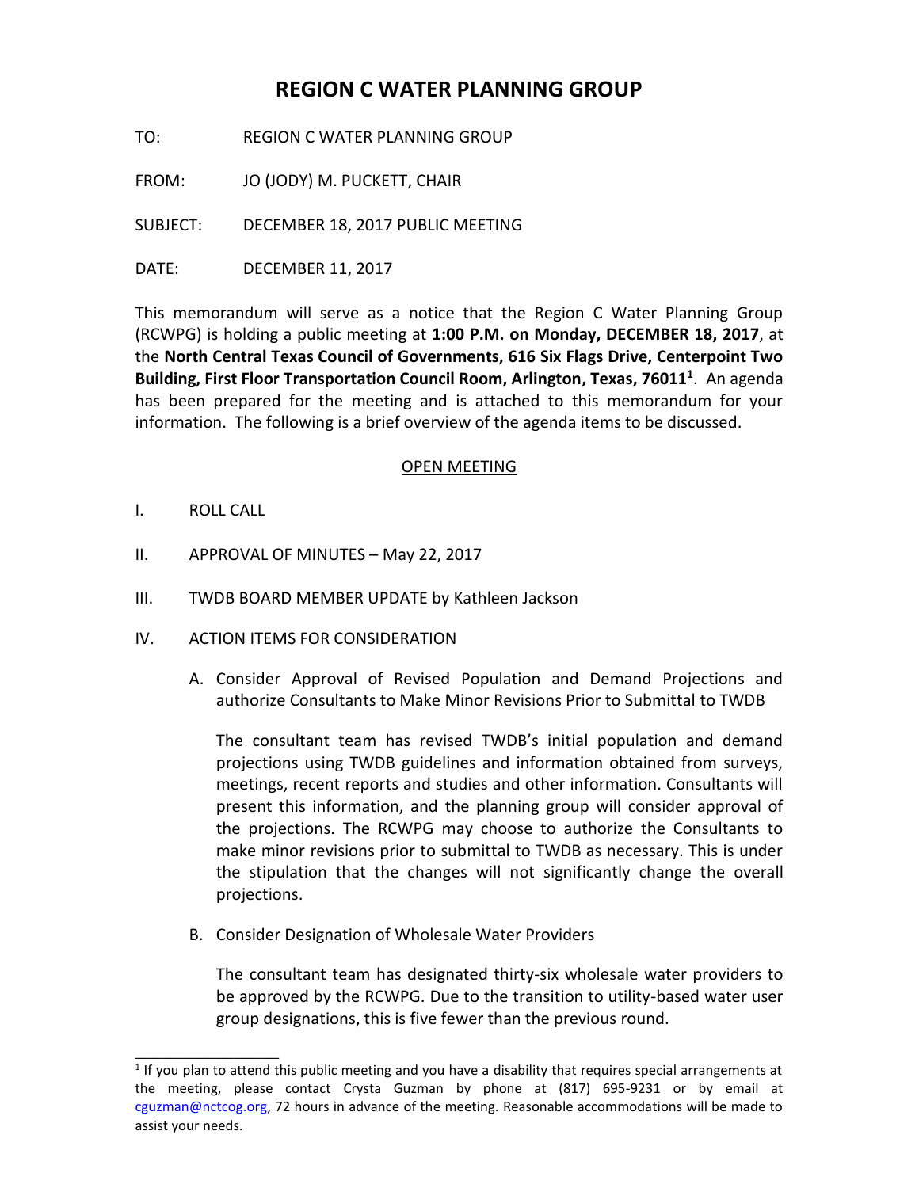# REGION C WATER PLANNING GROUP

TO: REGION C WATER PLANNING GROUP

FROM: JO (JODY) M. PUCKETT, CHAIR

SUBJECT: DECEMBER 18, 2017 PUBLIC MEETING

DATE: DECEMBER 11, 2017

This memorandum will serve as a notice that the Region C Water Planning Group (RCWPG) is holding a public meeting at **1:00 P.M. on Monday, DECEMBER 18, 2017**, at the **North Central Texas Council of Governments, 616 Six Flags Drive, Centerpoint Two Building, First Floor Transportation Council Room, Arlington, Texas, 76011**[1]. An agenda has been prepared for the meeting and is attached to this memorandum for your information. The following is a brief overview of the agenda items to be discussed.

## OPEN MEETING

I. ROLL CALL

II. APPROVAL OF MINUTES – May 22, 2017

III. TWDB BOARD MEMBER UPDATE by Kathleen Jackson

IV. ACTION ITEMS FOR CONSIDERATION

A. Consider Approval of Revised Population and Demand Projections and authorize Consultants to Make Minor Revisions Prior to Submittal to TWDB

The consultant team has revised TWDB's initial population and demand projections using TWDB guidelines and information obtained from surveys, meetings, recent reports and studies and other information. Consultants will present this information, and the planning group will consider approval of the projections. The RCWPG may choose to authorize the Consultants to make minor revisions prior to submittal to TWDB as necessary. This is under the stipulation that the changes will not significantly change the overall projections.

B. Consider Designation of Wholesale Water Providers

The consultant team has designated thirty-six wholesale water providers to be approved by the RCWPG. Due to the transition to utility-based water user group designations, this is five fewer than the previous round.

---

[1] If you plan to attend this public meeting and you have a disability that requires special arrangements at the meeting, please contact Crysta Guzman by phone at (817) 695-9231 or by email at cguzman@nctcog.org, 72 hours in advance of the meeting. Reasonable accommodations will be made to assist your needs.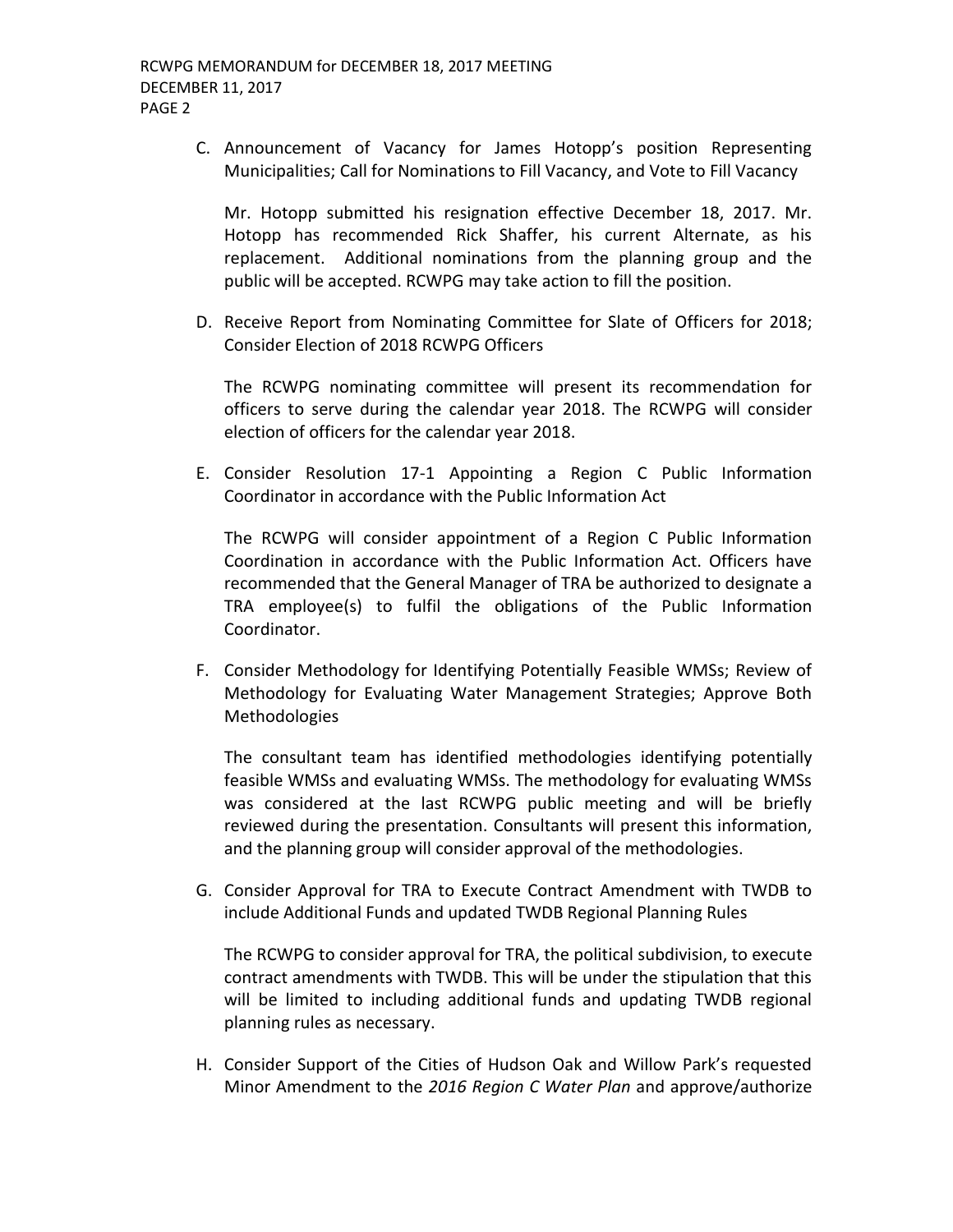C. Announcement of Vacancy for James Hotopp's position Representing Municipalities; Call for Nominations to Fill Vacancy, and Vote to Fill Vacancy

   Mr. Hotopp submitted his resignation effective December 18, 2017. Mr. Hotopp has recommended Rick Shaffer, his current Alternate, as his replacement. Additional nominations from the planning group and the public will be accepted. RCWPG may take action to fill the position.

D. Receive Report from Nominating Committee for Slate of Officers for 2018; Consider Election of 2018 RCWPG Officers

   The RCWPG nominating committee will present its recommendation for officers to serve during the calendar year 2018. The RCWPG will consider election of officers for the calendar year 2018.

E. Consider Resolution 17-1 Appointing a Region C Public Information Coordinator in accordance with the Public Information Act

   The RCWPG will consider appointment of a Region C Public Information Coordination in accordance with the Public Information Act. Officers have recommended that the General Manager of TRA be authorized to designate a TRA employee(s) to fulfil the obligations of the Public Information Coordinator.

F. Consider Methodology for Identifying Potentially Feasible WMSs; Review of Methodology for Evaluating Water Management Strategies; Approve Both Methodologies

   The consultant team has identified methodologies identifying potentially feasible WMSs and evaluating WMSs. The methodology for evaluating WMSs was considered at the last RCWPG public meeting and will be briefly reviewed during the presentation. Consultants will present this information, and the planning group will consider approval of the methodologies.

G. Consider Approval for TRA to Execute Contract Amendment with TWDB to include Additional Funds and updated TWDB Regional Planning Rules

   The RCWPG to consider approval for TRA, the political subdivision, to execute contract amendments with TWDB. This will be under the stipulation that this will be limited to including additional funds and updating TWDB regional planning rules as necessary.

H. Consider Support of the Cities of Hudson Oak and Willow Park's requested Minor Amendment to the *2016 Region C Water Plan* and approve/authorize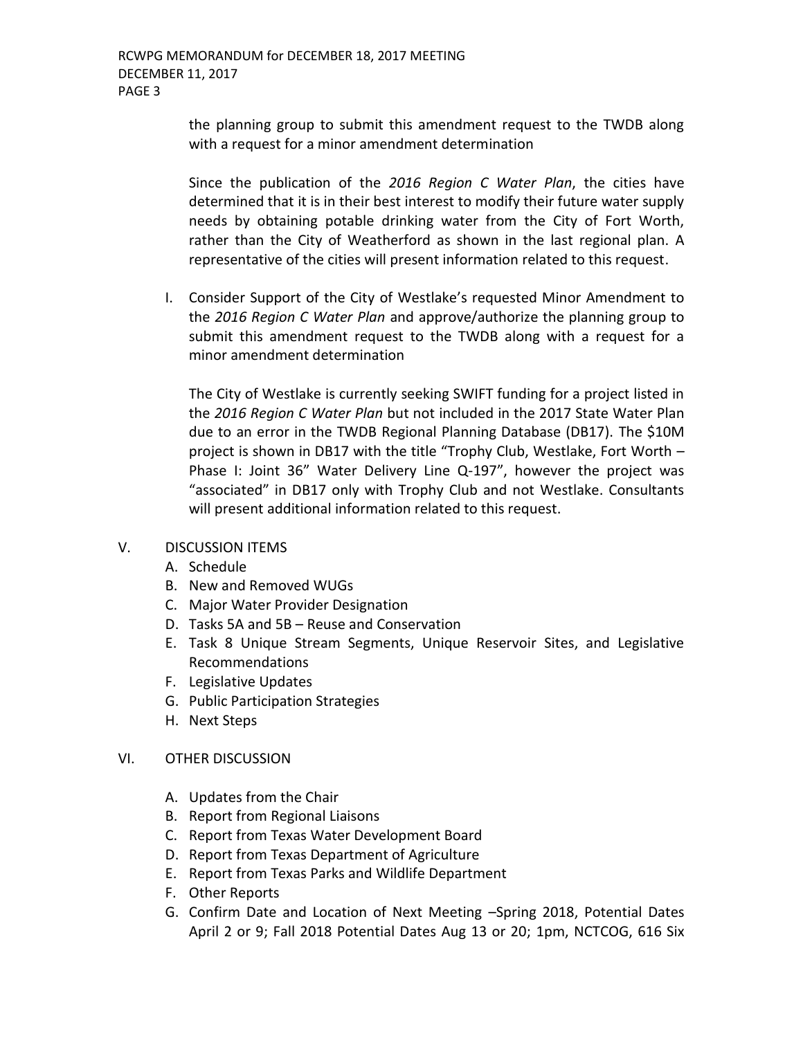the planning group to submit this amendment request to the TWDB along with a request for a minor amendment determination

Since the publication of the *2016 Region C Water Plan*, the cities have determined that it is in their best interest to modify their future water supply needs by obtaining potable drinking water from the City of Fort Worth, rather than the City of Weatherford as shown in the last regional plan. A representative of the cities will present information related to this request.

I. Consider Support of the City of Westlake's requested Minor Amendment to the *2016 Region C Water Plan* and approve/authorize the planning group to submit this amendment request to the TWDB along with a request for a minor amendment determination

   The City of Westlake is currently seeking SWIFT funding for a project listed in the *2016 Region C Water Plan* but not included in the 2017 State Water Plan due to an error in the TWDB Regional Planning Database (DB17). The $10M project is shown in DB17 with the title "Trophy Club, Westlake, Fort Worth – Phase I: Joint 36" Water Delivery Line Q-197", however the project was "associated" in DB17 only with Trophy Club and not Westlake. Consultants will present additional information related to this request.

V. DISCUSSION ITEMS
   A. Schedule
   B. New and Removed WUGs
   C. Major Water Provider Designation
   D. Tasks 5A and 5B – Reuse and Conservation
   E. Task 8 Unique Stream Segments, Unique Reservoir Sites, and Legislative Recommendations
   F. Legislative Updates
   G. Public Participation Strategies
   H. Next Steps

VI. OTHER DISCUSSION

   A. Updates from the Chair
   B. Report from Regional Liaisons
   C. Report from Texas Water Development Board
   D. Report from Texas Department of Agriculture
   E. Report from Texas Parks and Wildlife Department
   F. Other Reports
   G. Confirm Date and Location of Next Meeting –Spring 2018, Potential Dates April 2 or 9; Fall 2018 Potential Dates Aug 13 or 20; 1pm, NCTCOG, 616 Six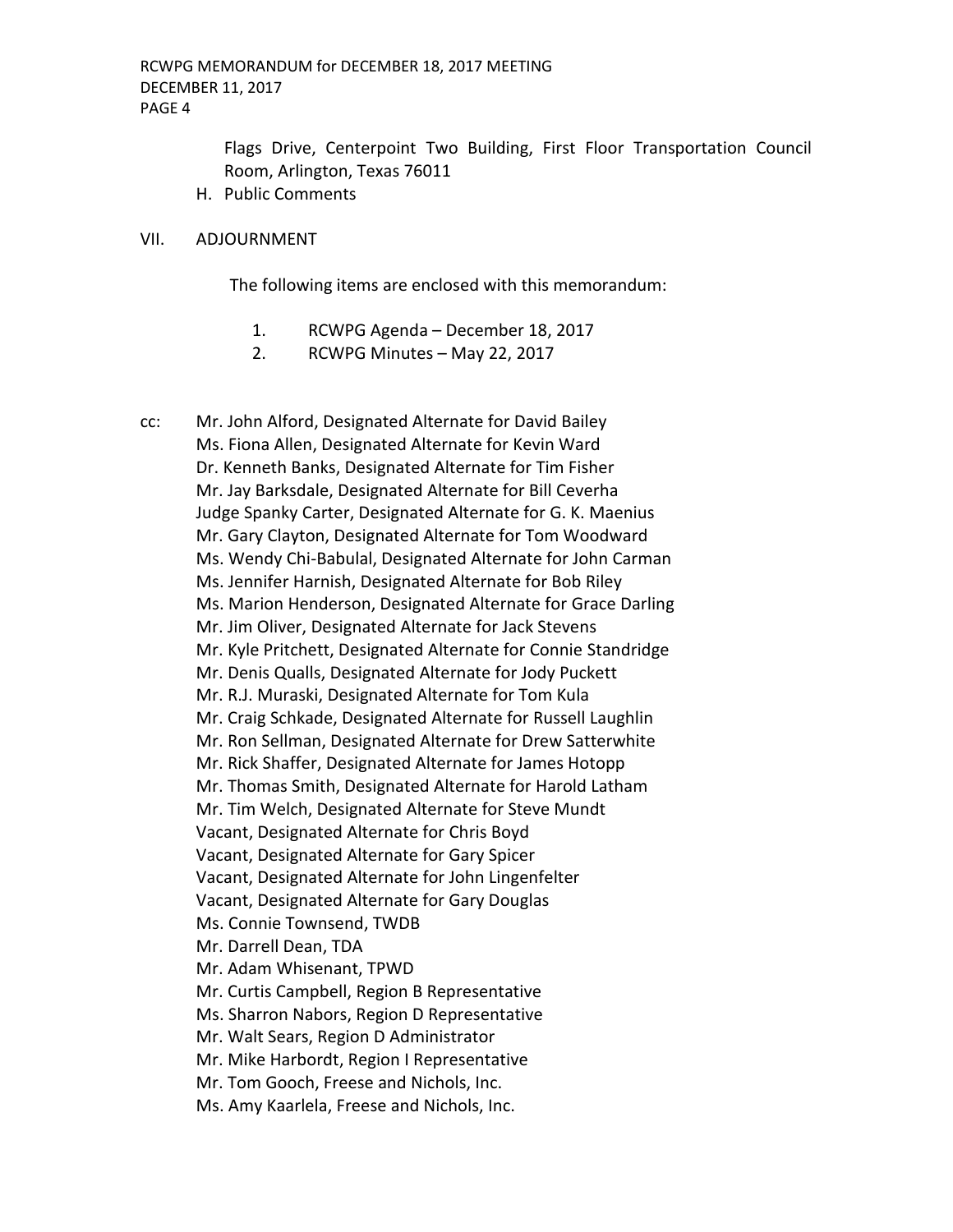Flags Drive, Centerpoint Two Building, First Floor Transportation Council Room, Arlington, Texas 76011

H. Public Comments

VII. ADJOURNMENT

The following items are enclosed with this memorandum:

1. RCWPG Agenda – December 18, 2017
2. RCWPG Minutes – May 22, 2017

cc: Mr. John Alford, Designated Alternate for David Bailey
Ms. Fiona Allen, Designated Alternate for Kevin Ward
Dr. Kenneth Banks, Designated Alternate for Tim Fisher
Mr. Jay Barksdale, Designated Alternate for Bill Ceverha
Judge Spanky Carter, Designated Alternate for G. K. Maenius
Mr. Gary Clayton, Designated Alternate for Tom Woodward
Ms. Wendy Chi-Babulal, Designated Alternate for John Carman
Ms. Jennifer Harnish, Designated Alternate for Bob Riley
Ms. Marion Henderson, Designated Alternate for Grace Darling
Mr. Jim Oliver, Designated Alternate for Jack Stevens
Mr. Kyle Pritchett, Designated Alternate for Connie Standridge
Mr. Denis Qualls, Designated Alternate for Jody Puckett
Mr. R.J. Muraski, Designated Alternate for Tom Kula
Mr. Craig Schkade, Designated Alternate for Russell Laughlin
Mr. Ron Sellman, Designated Alternate for Drew Satterwhite
Mr. Rick Shaffer, Designated Alternate for James Hotopp
Mr. Thomas Smith, Designated Alternate for Harold Latham
Mr. Tim Welch, Designated Alternate for Steve Mundt
Vacant, Designated Alternate for Chris Boyd
Vacant, Designated Alternate for Gary Spicer
Vacant, Designated Alternate for John Lingenfelter
Vacant, Designated Alternate for Gary Douglas
Ms. Connie Townsend, TWDB
Mr. Darrell Dean, TDA
Mr. Adam Whisenant, TPWD
Mr. Curtis Campbell, Region B Representative
Ms. Sharron Nabors, Region D Representative
Mr. Walt Sears, Region D Administrator
Mr. Mike Harbordt, Region I Representative
Mr. Tom Gooch, Freese and Nichols, Inc.
Ms. Amy Kaarlela, Freese and Nichols, Inc.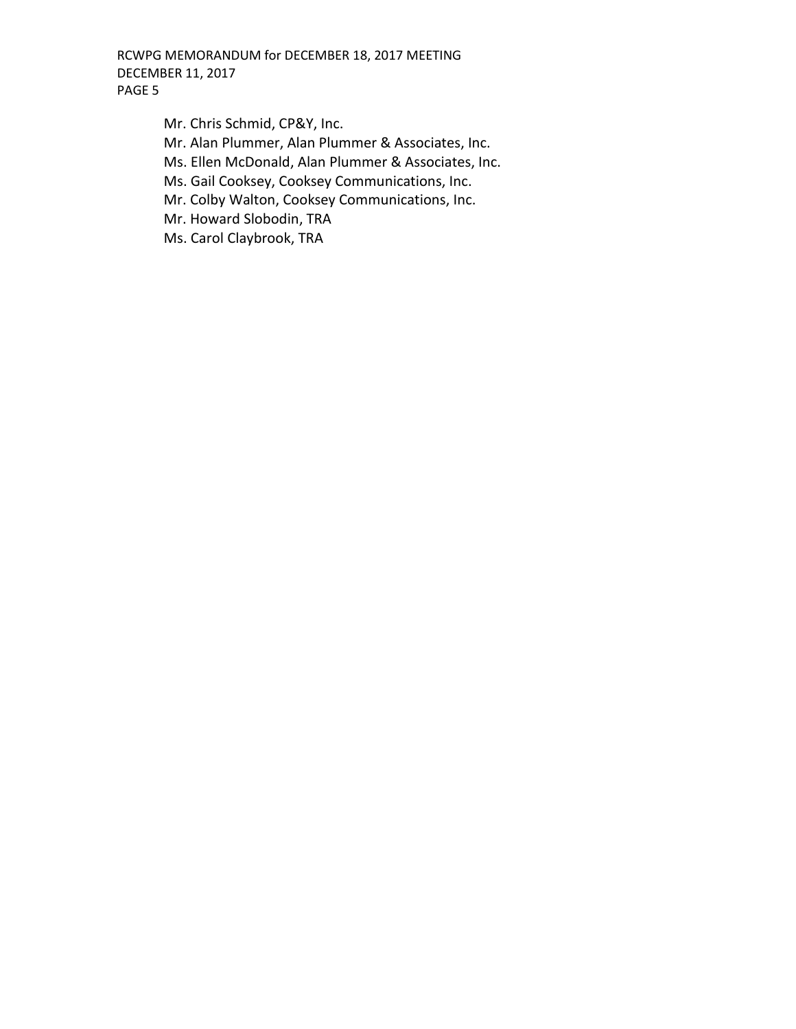Mr. Chris Schmid, CP&Y, Inc.
Mr. Alan Plummer, Alan Plummer & Associates, Inc.
Ms. Ellen McDonald, Alan Plummer & Associates, Inc.
Ms. Gail Cooksey, Cooksey Communications, Inc.
Mr. Colby Walton, Cooksey Communications, Inc.
Mr. Howard Slobodin, TRA
Ms. Carol Claybrook, TRA